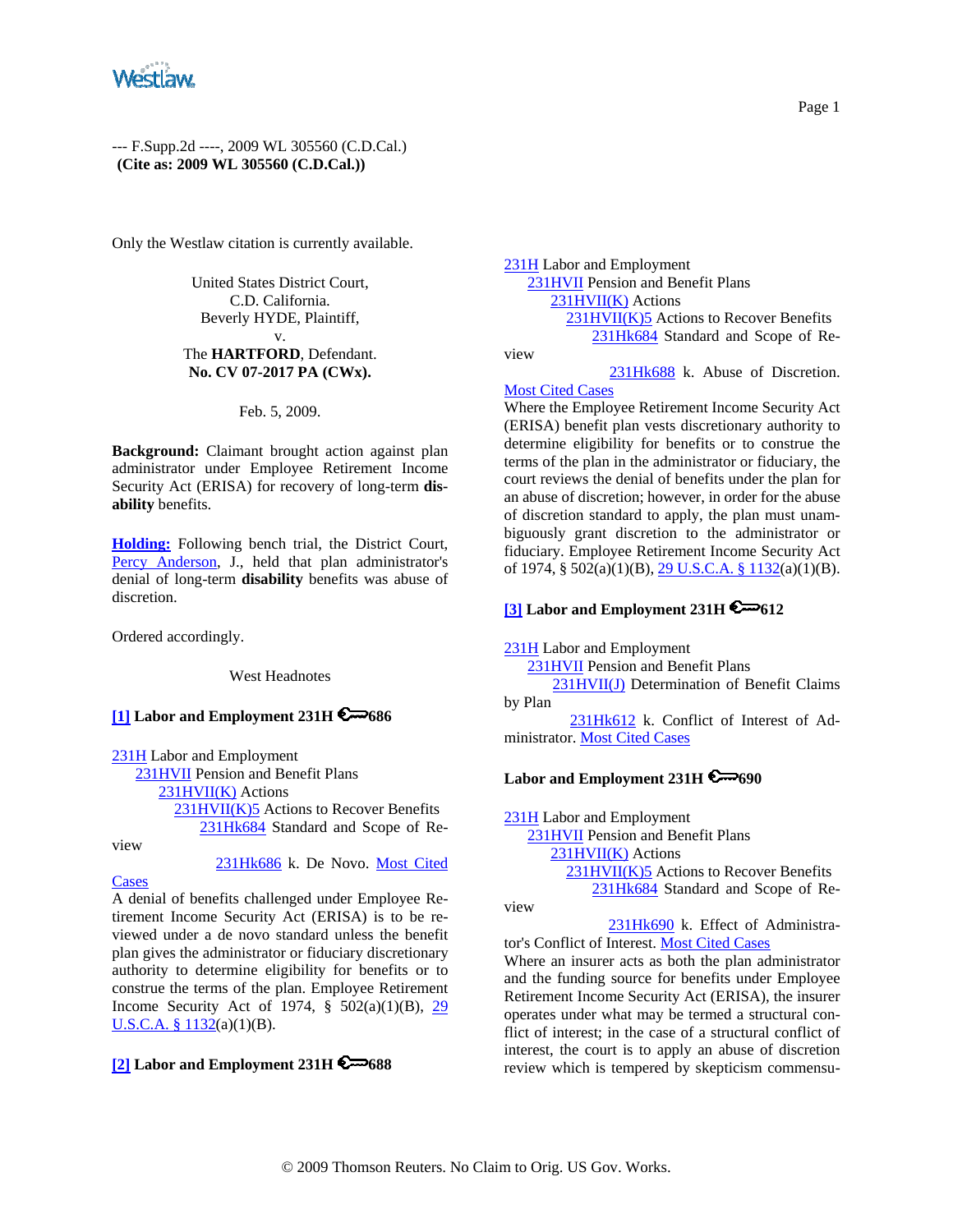--- F.Supp.2d ----, 2009 WL 305560 (C.D.Cal.)
**(Cite as: 2009 WL 305560 (C.D.Cal.))**

Only the Westlaw citation is currently available.

United States District Court,
C.D. California.
Beverly HYDE, Plaintiff,
v.
The **HARTFORD**, Defendant.
**No. CV 07-2017 PA (CWx).**

Feb. 5, 2009.

**Background:** Claimant brought action against plan administrator under Employee Retirement Income Security Act (ERISA) for recovery of long-term **disability** benefits.

**Holding:** Following bench trial, the District Court, Percy Anderson, J., held that plan administrator's denial of long-term **disability** benefits was abuse of discretion.

Ordered accordingly.

West Headnotes

**[1] Labor and Employment 231H 686**

231H Labor and Employment
231HVII Pension and Benefit Plans
231HVII(K) Actions
231HVII(K)5 Actions to Recover Benefits
231Hk684 Standard and Scope of Review
231Hk686 k. De Novo. Most Cited Cases

A denial of benefits challenged under Employee Retirement Income Security Act (ERISA) is to be reviewed under a de novo standard unless the benefit plan gives the administrator or fiduciary discretionary authority to determine eligibility for benefits or to construe the terms of the plan. Employee Retirement Income Security Act of 1974, § 502(a)(1)(B), 29 U.S.C.A. § 1132(a)(1)(B).

**[2] Labor and Employment 231H 688**

231H Labor and Employment
231HVII Pension and Benefit Plans
231HVII(K) Actions
231HVII(K)5 Actions to Recover Benefits
231Hk684 Standard and Scope of Review
231Hk688 k. Abuse of Discretion. Most Cited Cases

Where the Employee Retirement Income Security Act (ERISA) benefit plan vests discretionary authority to determine eligibility for benefits or to construe the terms of the plan in the administrator or fiduciary, the court reviews the denial of benefits under the plan for an abuse of discretion; however, in order for the abuse of discretion standard to apply, the plan must unambiguously grant discretion to the administrator or fiduciary. Employee Retirement Income Security Act of 1974, § 502(a)(1)(B), 29 U.S.C.A. § 1132(a)(1)(B).

**[3] Labor and Employment 231H 612**

231H Labor and Employment
231HVII Pension and Benefit Plans
231HVII(J) Determination of Benefit Claims by Plan
231Hk612 k. Conflict of Interest of Administrator. Most Cited Cases

**Labor and Employment 231H 690**

231H Labor and Employment
231HVII Pension and Benefit Plans
231HVII(K) Actions
231HVII(K)5 Actions to Recover Benefits
231Hk684 Standard and Scope of Review
231Hk690 k. Effect of Administrator's Conflict of Interest. Most Cited Cases

Where an insurer acts as both the plan administrator and the funding source for benefits under Employee Retirement Income Security Act (ERISA), the insurer operates under what may be termed a structural conflict of interest; in the case of a structural conflict of interest, the court is to apply an abuse of discretion review which is tempered by skepticism commensu-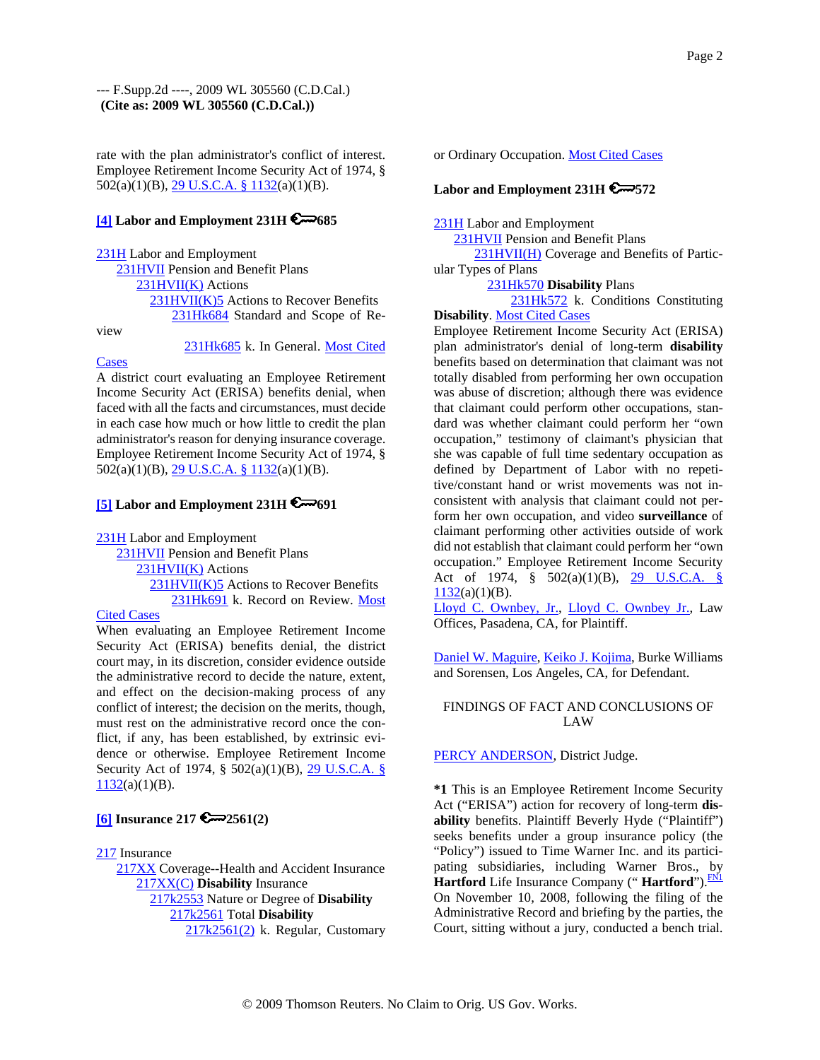rate with the plan administrator's conflict of interest. Employee Retirement Income Security Act of 1974, § 502(a)(1)(B), 29 U.S.C.A. § 1132(a)(1)(B).

**[4] Labor and Employment 231H 685**

231H Labor and Employment
231HVII Pension and Benefit Plans
231HVII(K) Actions
231HVII(K)5 Actions to Recover Benefits
231Hk684 Standard and Scope of Review
231Hk685 k. In General. Most Cited Cases

A district court evaluating an Employee Retirement Income Security Act (ERISA) benefits denial, when faced with all the facts and circumstances, must decide in each case how much or how little to credit the plan administrator's reason for denying insurance coverage. Employee Retirement Income Security Act of 1974, § 502(a)(1)(B), 29 U.S.C.A. § 1132(a)(1)(B).

**[5] Labor and Employment 231H 691**

231H Labor and Employment
231HVII Pension and Benefit Plans
231HVII(K) Actions
231HVII(K)5 Actions to Recover Benefits
231Hk691 k. Record on Review. Most Cited Cases

When evaluating an Employee Retirement Income Security Act (ERISA) benefits denial, the district court may, in its discretion, consider evidence outside the administrative record to decide the nature, extent, and effect on the decision-making process of any conflict of interest; the decision on the merits, though, must rest on the administrative record once the conflict, if any, has been established, by extrinsic evidence or otherwise. Employee Retirement Income Security Act of 1974, § 502(a)(1)(B), 29 U.S.C.A. § 1132(a)(1)(B).

**[6] Insurance 217 2561(2)**

217 Insurance
217XX Coverage--Health and Accident Insurance
217XX(C) **Disability** Insurance
217k2553 Nature or Degree of **Disability**
217k2561 Total **Disability**
217k2561(2) k. Regular, Customary or Ordinary Occupation. Most Cited Cases

**Labor and Employment 231H 572**

231H Labor and Employment
231HVII Pension and Benefit Plans
231HVII(H) Coverage and Benefits of Particular Types of Plans
231Hk570 **Disability** Plans
231Hk572 k. Conditions Constituting **Disability**. Most Cited Cases

Employee Retirement Income Security Act (ERISA) plan administrator's denial of long-term **disability** benefits based on determination that claimant was not totally disabled from performing her own occupation was abuse of discretion; although there was evidence that claimant could perform other occupations, standard was whether claimant could perform her "own occupation," testimony of claimant's physician that she was capable of full time sedentary occupation as defined by Department of Labor with no repetitive/constant hand or wrist movements was not inconsistent with analysis that claimant could not perform her own occupation, and video **surveillance** of claimant performing other activities outside of work did not establish that claimant could perform her "own occupation." Employee Retirement Income Security Act of 1974, § 502(a)(1)(B), 29 U.S.C.A. § 1132(a)(1)(B).

Lloyd C. Ownbey, Jr., Lloyd C. Ownbey Jr., Law Offices, Pasadena, CA, for Plaintiff.

Daniel W. Maguire, Keiko J. Kojima, Burke Williams and Sorensen, Los Angeles, CA, for Defendant.

## FINDINGS OF FACT AND CONCLUSIONS OF LAW

PERCY ANDERSON, District Judge.

**\*1** This is an Employee Retirement Income Security Act ("ERISA") action for recovery of long-term **disability** benefits. Plaintiff Beverly Hyde ("Plaintiff") seeks benefits under a group insurance policy (the "Policy") issued to Time Warner Inc. and its participating subsidiaries, including Warner Bros., by **Hartford** Life Insurance Company (" **Hartford**").[FN1] On November 10, 2008, following the filing of the Administrative Record and briefing by the parties, the Court, sitting without a jury, conducted a bench trial.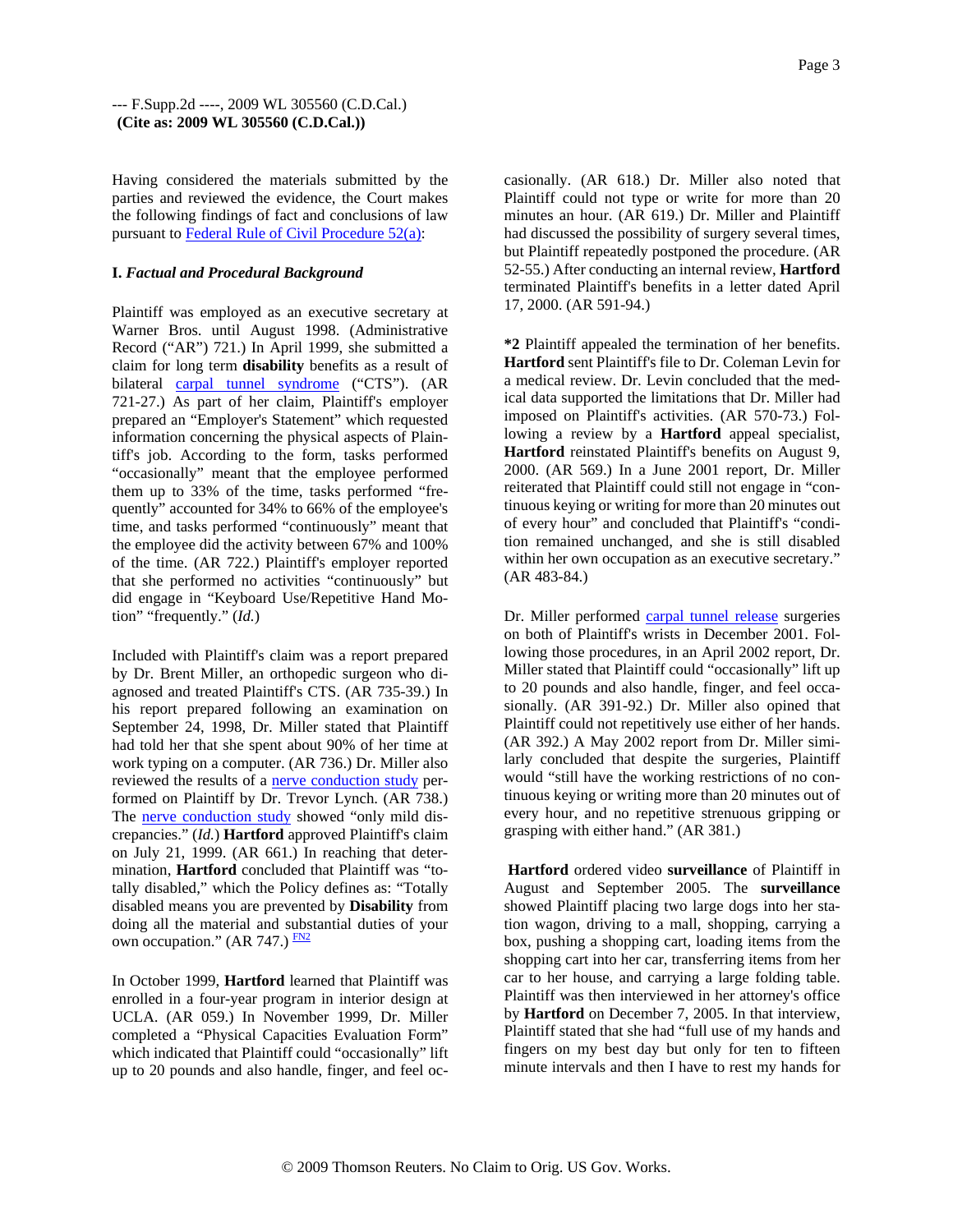Having considered the materials submitted by the parties and reviewed the evidence, the Court makes the following findings of fact and conclusions of law pursuant to Federal Rule of Civil Procedure 52(a):

**I.** ***Factual and Procedural Background***

Plaintiff was employed as an executive secretary at Warner Bros. until August 1998. (Administrative Record ("AR") 721.) In April 1999, she submitted a claim for long term **disability** benefits as a result of bilateral carpal tunnel syndrome ("CTS"). (AR 721-27.) As part of her claim, Plaintiff's employer prepared an "Employer's Statement" which requested information concerning the physical aspects of Plaintiff's job. According to the form, tasks performed "occasionally" meant that the employee performed them up to 33% of the time, tasks performed "frequently" accounted for 34% to 66% of the employee's time, and tasks performed "continuously" meant that the employee did the activity between 67% and 100% of the time. (AR 722.) Plaintiff's employer reported that she performed no activities "continuously" but did engage in "Keyboard Use/Repetitive Hand Motion" "frequently." (*Id.*)

Included with Plaintiff's claim was a report prepared by Dr. Brent Miller, an orthopedic surgeon who diagnosed and treated Plaintiff's CTS. (AR 735-39.) In his report prepared following an examination on September 24, 1998, Dr. Miller stated that Plaintiff had told her that she spent about 90% of her time at work typing on a computer. (AR 736.) Dr. Miller also reviewed the results of a nerve conduction study performed on Plaintiff by Dr. Trevor Lynch. (AR 738.) The nerve conduction study showed "only mild discrepancies." (*Id.*) **Hartford** approved Plaintiff's claim on July 21, 1999. (AR 661.) In reaching that determination, **Hartford** concluded that Plaintiff was "totally disabled," which the Policy defines as: "Totally disabled means you are prevented by **Disability** from doing all the material and substantial duties of your own occupation." (AR 747.) [FN2]

In October 1999, **Hartford** learned that Plaintiff was enrolled in a four-year program in interior design at UCLA. (AR 059.) In November 1999, Dr. Miller completed a "Physical Capacities Evaluation Form" which indicated that Plaintiff could "occasionally" lift up to 20 pounds and also handle, finger, and feel occasionally. (AR 618.) Dr. Miller also noted that Plaintiff could not type or write for more than 20 minutes an hour. (AR 619.) Dr. Miller and Plaintiff had discussed the possibility of surgery several times, but Plaintiff repeatedly postponed the procedure. (AR 52-55.) After conducting an internal review, **Hartford** terminated Plaintiff's benefits in a letter dated April 17, 2000. (AR 591-94.)

**\*2** Plaintiff appealed the termination of her benefits. **Hartford** sent Plaintiff's file to Dr. Coleman Levin for a medical review. Dr. Levin concluded that the medical data supported the limitations that Dr. Miller had imposed on Plaintiff's activities. (AR 570-73.) Following a review by a **Hartford** appeal specialist, **Hartford** reinstated Plaintiff's benefits on August 9, 2000. (AR 569.) In a June 2001 report, Dr. Miller reiterated that Plaintiff could still not engage in "continuous keying or writing for more than 20 minutes out of every hour" and concluded that Plaintiff's "condition remained unchanged, and she is still disabled within her own occupation as an executive secretary." (AR 483-84.)

Dr. Miller performed carpal tunnel release surgeries on both of Plaintiff's wrists in December 2001. Following those procedures, in an April 2002 report, Dr. Miller stated that Plaintiff could "occasionally" lift up to 20 pounds and also handle, finger, and feel occasionally. (AR 391-92.) Dr. Miller also opined that Plaintiff could not repetitively use either of her hands. (AR 392.) A May 2002 report from Dr. Miller similarly concluded that despite the surgeries, Plaintiff would "still have the working restrictions of no continuous keying or writing more than 20 minutes out of every hour, and no repetitive strenuous gripping or grasping with either hand." (AR 381.)

**Hartford** ordered video **surveillance** of Plaintiff in August and September 2005. The **surveillance** showed Plaintiff placing two large dogs into her station wagon, driving to a mall, shopping, carrying a box, pushing a shopping cart, loading items from the shopping cart into her car, transferring items from her car to her house, and carrying a large folding table. Plaintiff was then interviewed in her attorney's office by **Hartford** on December 7, 2005. In that interview, Plaintiff stated that she had "full use of my hands and fingers on my best day but only for ten to fifteen minute intervals and then I have to rest my hands for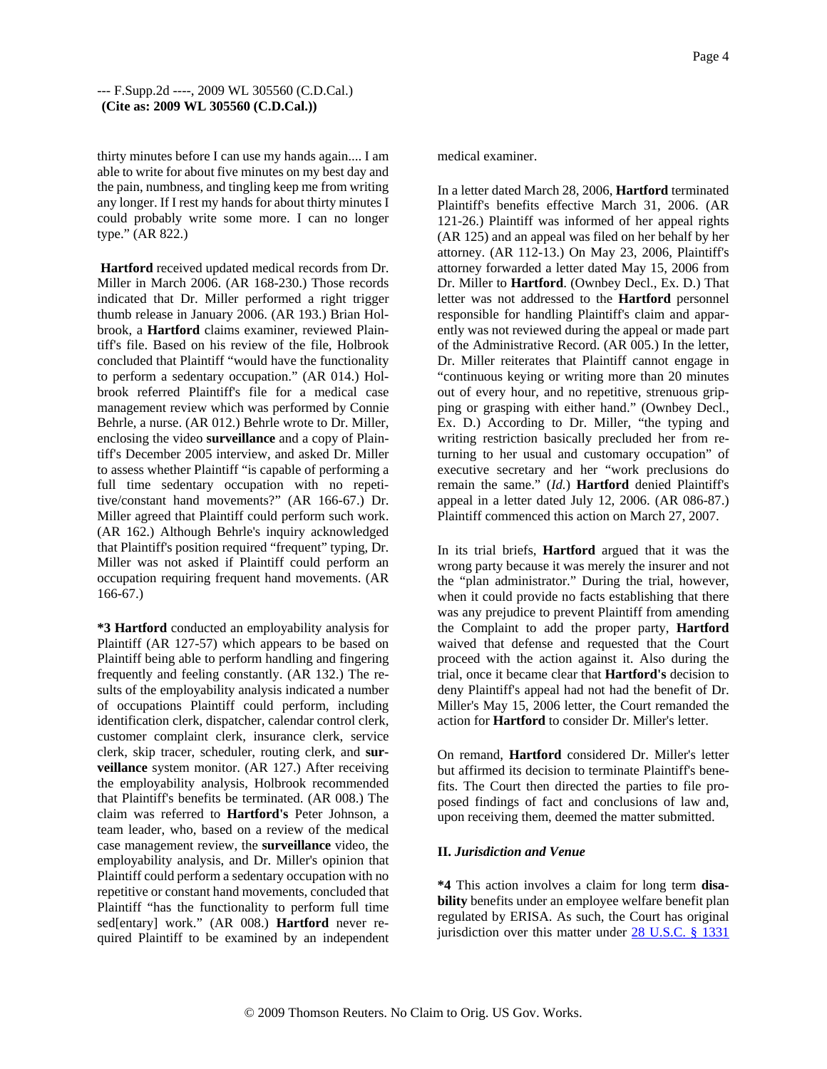thirty minutes before I can use my hands again.... I am able to write for about five minutes on my best day and the pain, numbness, and tingling keep me from writing any longer. If I rest my hands for about thirty minutes I could probably write some more. I can no longer type." (AR 822.)

**Hartford** received updated medical records from Dr. Miller in March 2006. (AR 168-230.) Those records indicated that Dr. Miller performed a right trigger thumb release in January 2006. (AR 193.) Brian Holbrook, a **Hartford** claims examiner, reviewed Plaintiff's file. Based on his review of the file, Holbrook concluded that Plaintiff "would have the functionality to perform a sedentary occupation." (AR 014.) Holbrook referred Plaintiff's file for a medical case management review which was performed by Connie Behrle, a nurse. (AR 012.) Behrle wrote to Dr. Miller, enclosing the video **surveillance** and a copy of Plaintiff's December 2005 interview, and asked Dr. Miller to assess whether Plaintiff "is capable of performing a full time sedentary occupation with no repetitive/constant hand movements?" (AR 166-67.) Dr. Miller agreed that Plaintiff could perform such work. (AR 162.) Although Behrle's inquiry acknowledged that Plaintiff's position required "frequent" typing, Dr. Miller was not asked if Plaintiff could perform an occupation requiring frequent hand movements. (AR 166-67.)

**\*3 Hartford** conducted an employability analysis for Plaintiff (AR 127-57) which appears to be based on Plaintiff being able to perform handling and fingering frequently and feeling constantly. (AR 132.) The results of the employability analysis indicated a number of occupations Plaintiff could perform, including identification clerk, dispatcher, calendar control clerk, customer complaint clerk, insurance clerk, service clerk, skip tracer, scheduler, routing clerk, and **surveillance** system monitor. (AR 127.) After receiving the employability analysis, Holbrook recommended that Plaintiff's benefits be terminated. (AR 008.) The claim was referred to **Hartford's** Peter Johnson, a team leader, who, based on a review of the medical case management review, the **surveillance** video, the employability analysis, and Dr. Miller's opinion that Plaintiff could perform a sedentary occupation with no repetitive or constant hand movements, concluded that Plaintiff "has the functionality to perform full time sed[entary] work." (AR 008.) **Hartford** never required Plaintiff to be examined by an independent medical examiner.

In a letter dated March 28, 2006, **Hartford** terminated Plaintiff's benefits effective March 31, 2006. (AR 121-26.) Plaintiff was informed of her appeal rights (AR 125) and an appeal was filed on her behalf by her attorney. (AR 112-13.) On May 23, 2006, Plaintiff's attorney forwarded a letter dated May 15, 2006 from Dr. Miller to **Hartford**. (Ownbey Decl., Ex. D.) That letter was not addressed to the **Hartford** personnel responsible for handling Plaintiff's claim and apparently was not reviewed during the appeal or made part of the Administrative Record. (AR 005.) In the letter, Dr. Miller reiterates that Plaintiff cannot engage in "continuous keying or writing more than 20 minutes out of every hour, and no repetitive, strenuous gripping or grasping with either hand." (Ownbey Decl., Ex. D.) According to Dr. Miller, "the typing and writing restriction basically precluded her from returning to her usual and customary occupation" of executive secretary and her "work preclusions do remain the same." (*Id.*) **Hartford** denied Plaintiff's appeal in a letter dated July 12, 2006. (AR 086-87.) Plaintiff commenced this action on March 27, 2007.

In its trial briefs, **Hartford** argued that it was the wrong party because it was merely the insurer and not the "plan administrator." During the trial, however, when it could provide no facts establishing that there was any prejudice to prevent Plaintiff from amending the Complaint to add the proper party, **Hartford** waived that defense and requested that the Court proceed with the action against it. Also during the trial, once it became clear that **Hartford's** decision to deny Plaintiff's appeal had not had the benefit of Dr. Miller's May 15, 2006 letter, the Court remanded the action for **Hartford** to consider Dr. Miller's letter.

On remand, **Hartford** considered Dr. Miller's letter but affirmed its decision to terminate Plaintiff's benefits. The Court then directed the parties to file proposed findings of fact and conclusions of law and, upon receiving them, deemed the matter submitted.

## II. *Jurisdiction and Venue*

**\*4** This action involves a claim for long term **disability** benefits under an employee welfare benefit plan regulated by ERISA. As such, the Court has original jurisdiction over this matter under 28 U.S.C. § 1331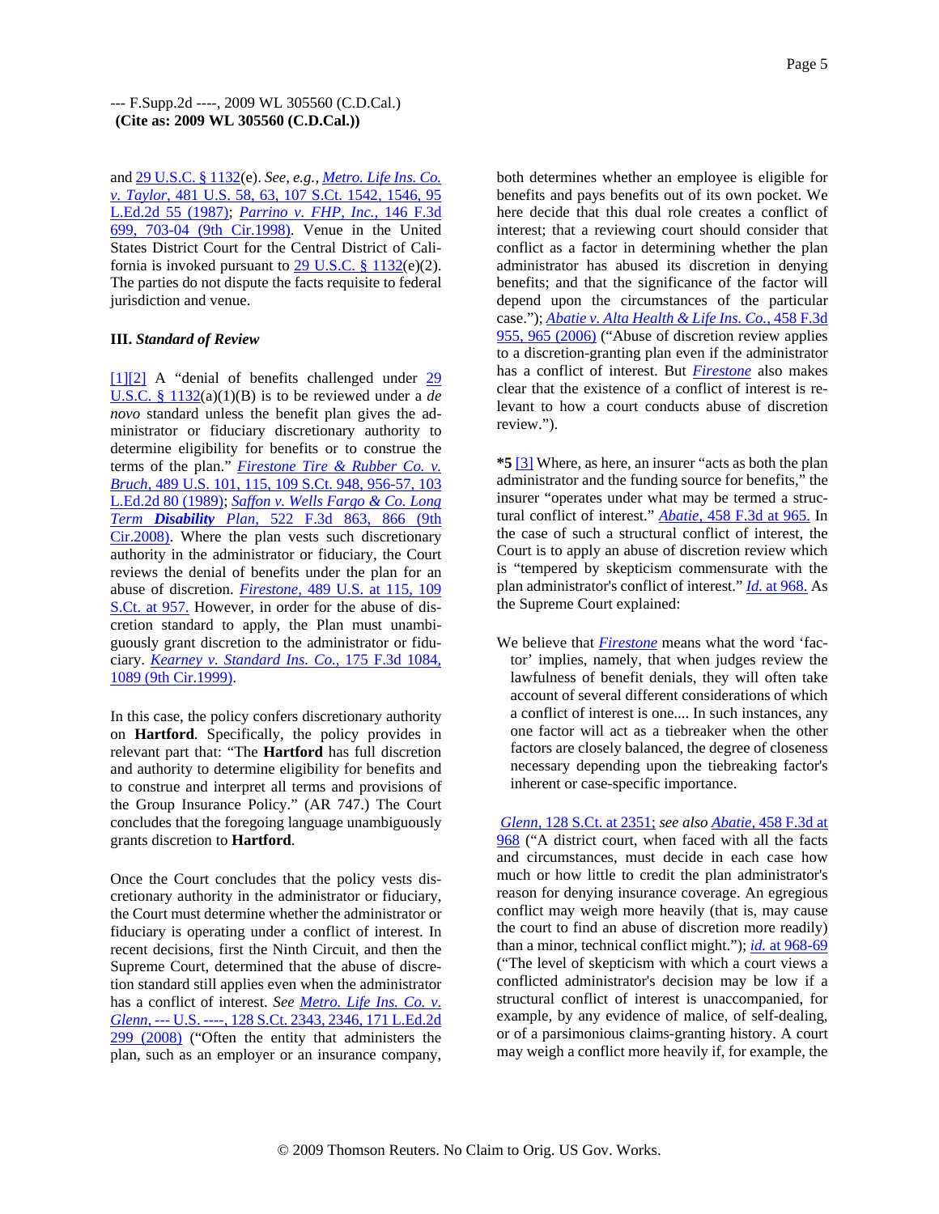and 29 U.S.C. § 1132(e). *See, e.g., Metro. Life Ins. Co. v. Taylor,* 481 U.S. 58, 63, 107 S.Ct. 1542, 1546, 95 L.Ed.2d 55 (1987); *Parrino v. FHP, Inc.,* 146 F.3d 699, 703-04 (9th Cir.1998). Venue in the United States District Court for the Central District of California is invoked pursuant to 29 U.S.C. § 1132(e)(2). The parties do not dispute the facts requisite to federal jurisdiction and venue.

### III. *Standard of Review*

[1][2] A "denial of benefits challenged under 29 U.S.C. § 1132(a)(1)(B) is to be reviewed under a *de novo* standard unless the benefit plan gives the administrator or fiduciary discretionary authority to determine eligibility for benefits or to construe the terms of the plan." *Firestone Tire & Rubber Co. v. Bruch,* 489 U.S. 101, 115, 109 S.Ct. 948, 956-57, 103 L.Ed.2d 80 (1989); *Saffon v. Wells Fargo & Co. Long Term* ***Disability*** *Plan,* 522 F.3d 863, 866 (9th Cir.2008). Where the plan vests such discretionary authority in the administrator or fiduciary, the Court reviews the denial of benefits under the plan for an abuse of discretion. *Firestone,* 489 U.S. at 115, 109 S.Ct. at 957. However, in order for the abuse of discretion standard to apply, the Plan must unambiguously grant discretion to the administrator or fiduciary. *Kearney v. Standard Ins. Co.,* 175 F.3d 1084, 1089 (9th Cir.1999).

In this case, the policy confers discretionary authority on **Hartford**. Specifically, the policy provides in relevant part that: "The **Hartford** has full discretion and authority to determine eligibility for benefits and to construe and interpret all terms and provisions of the Group Insurance Policy." (AR 747.) The Court concludes that the foregoing language unambiguously grants discretion to **Hartford**.

Once the Court concludes that the policy vests discretionary authority in the administrator or fiduciary, the Court must determine whether the administrator or fiduciary is operating under a conflict of interest. In recent decisions, first the Ninth Circuit, and then the Supreme Court, determined that the abuse of discretion standard still applies even when the administrator has a conflict of interest. *See Metro. Life Ins. Co. v. Glenn,* --- U.S. ----, 128 S.Ct. 2343, 2346, 171 L.Ed.2d 299 (2008) ("Often the entity that administers the plan, such as an employer or an insurance company, both determines whether an employee is eligible for benefits and pays benefits out of its own pocket. We here decide that this dual role creates a conflict of interest; that a reviewing court should consider that conflict as a factor in determining whether the plan administrator has abused its discretion in denying benefits; and that the significance of the factor will depend upon the circumstances of the particular case."); *Abatie v. Alta Health & Life Ins. Co.,* 458 F.3d 955, 965 (2006) ("Abuse of discretion review applies to a discretion-granting plan even if the administrator has a conflict of interest. But *Firestone* also makes clear that the existence of a conflict of interest is relevant to how a court conducts abuse of discretion review.").

**\*5** [3] Where, as here, an insurer "acts as both the plan administrator and the funding source for benefits," the insurer "operates under what may be termed a structural conflict of interest." *Abatie,* 458 F.3d at 965. In the case of such a structural conflict of interest, the Court is to apply an abuse of discretion review which is "tempered by skepticism commensurate with the plan administrator's conflict of interest." *Id.* at 968. As the Supreme Court explained:

> We believe that *Firestone* means what the word 'factor' implies, namely, that when judges review the lawfulness of benefit denials, they will often take account of several different considerations of which a conflict of interest is one.... In such instances, any one factor will act as a tiebreaker when the other factors are closely balanced, the degree of closeness necessary depending upon the tiebreaking factor's inherent or case-specific importance.

*Glenn,* 128 S.Ct. at 2351; *see also Abatie,* 458 F.3d at 968 ("A district court, when faced with all the facts and circumstances, must decide in each case how much or how little to credit the plan administrator's reason for denying insurance coverage. An egregious conflict may weigh more heavily (that is, may cause the court to find an abuse of discretion more readily) than a minor, technical conflict might."); *id.* at 968-69 ("The level of skepticism with which a court views a conflicted administrator's decision may be low if a structural conflict of interest is unaccompanied, for example, by any evidence of malice, of self-dealing, or of a parsimonious claims-granting history. A court may weigh a conflict more heavily if, for example, the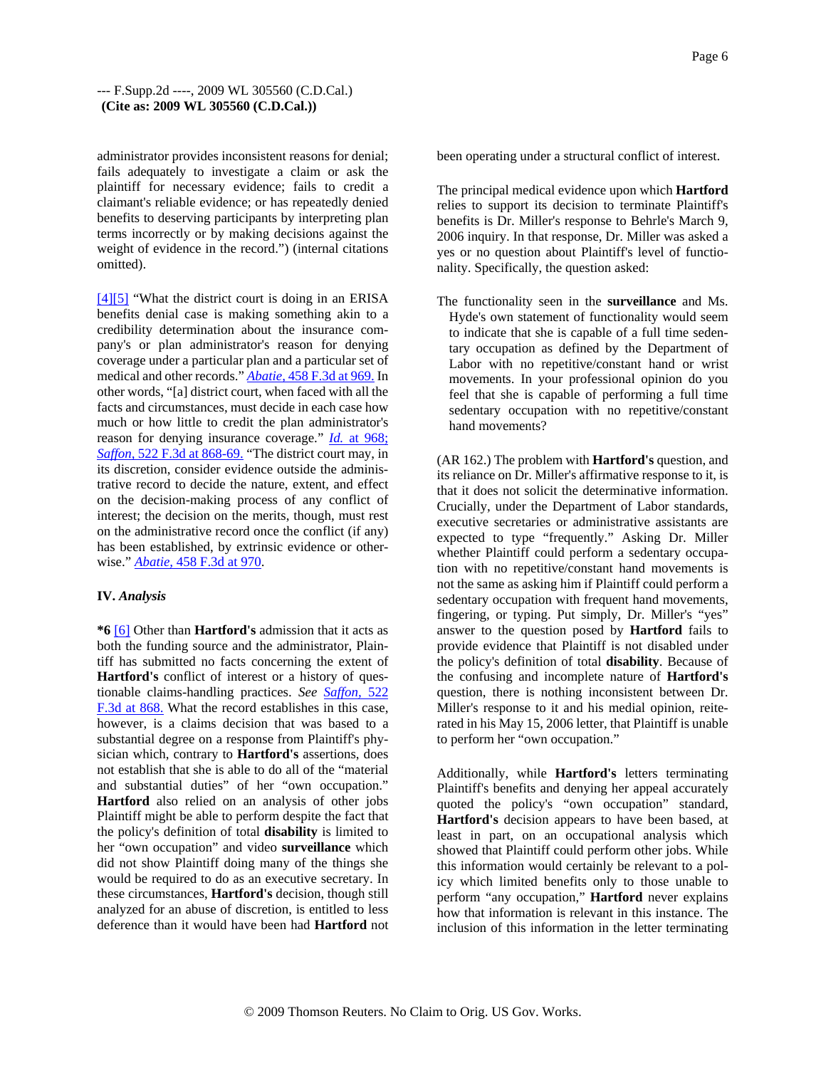administrator provides inconsistent reasons for denial; fails adequately to investigate a claim or ask the plaintiff for necessary evidence; fails to credit a claimant's reliable evidence; or has repeatedly denied benefits to deserving participants by interpreting plan terms incorrectly or by making decisions against the weight of evidence in the record.") (internal citations omitted).

[4][5] "What the district court is doing in an ERISA benefits denial case is making something akin to a credibility determination about the insurance company's or plan administrator's reason for denying coverage under a particular plan and a particular set of medical and other records." *Abatie,* 458 F.3d at 969. In other words, "[a] district court, when faced with all the facts and circumstances, must decide in each case how much or how little to credit the plan administrator's reason for denying insurance coverage." *Id.* at 968; *Saffon,* 522 F.3d at 868-69. "The district court may, in its discretion, consider evidence outside the administrative record to decide the nature, extent, and effect on the decision-making process of any conflict of interest; the decision on the merits, though, must rest on the administrative record once the conflict (if any) has been established, by extrinsic evidence or otherwise." *Abatie,* 458 F.3d at 970.

## IV. *Analysis*

**\*6** [6] Other than **Hartford's** admission that it acts as both the funding source and the administrator, Plaintiff has submitted no facts concerning the extent of **Hartford's** conflict of interest or a history of questionable claims-handling practices. *See* *Saffon,* 522 F.3d at 868. What the record establishes in this case, however, is a claims decision that was based to a substantial degree on a response from Plaintiff's physician which, contrary to **Hartford's** assertions, does not establish that she is able to do all of the "material and substantial duties" of her "own occupation." **Hartford** also relied on an analysis of other jobs Plaintiff might be able to perform despite the fact that the policy's definition of total **disability** is limited to her "own occupation" and video **surveillance** which did not show Plaintiff doing many of the things she would be required to do as an executive secretary. In these circumstances, **Hartford's** decision, though still analyzed for an abuse of discretion, is entitled to less deference than it would have been had **Hartford** not been operating under a structural conflict of interest.

The principal medical evidence upon which **Hartford** relies to support its decision to terminate Plaintiff's benefits is Dr. Miller's response to Behrle's March 9, 2006 inquiry. In that response, Dr. Miller was asked a yes or no question about Plaintiff's level of functionality. Specifically, the question asked:

> The functionality seen in the **surveillance** and Ms. Hyde's own statement of functionality would seem to indicate that she is capable of a full time sedentary occupation as defined by the Department of Labor with no repetitive/constant hand or wrist movements. In your professional opinion do you feel that she is capable of performing a full time sedentary occupation with no repetitive/constant hand movements?

(AR 162.) The problem with **Hartford's** question, and its reliance on Dr. Miller's affirmative response to it, is that it does not solicit the determinative information. Crucially, under the Department of Labor standards, executive secretaries or administrative assistants are expected to type "frequently." Asking Dr. Miller whether Plaintiff could perform a sedentary occupation with no repetitive/constant hand movements is not the same as asking him if Plaintiff could perform a sedentary occupation with frequent hand movements, fingering, or typing. Put simply, Dr. Miller's "yes" answer to the question posed by **Hartford** fails to provide evidence that Plaintiff is not disabled under the policy's definition of total **disability**. Because of the confusing and incomplete nature of **Hartford's** question, there is nothing inconsistent between Dr. Miller's response to it and his medial opinion, reiterated in his May 15, 2006 letter, that Plaintiff is unable to perform her "own occupation."

Additionally, while **Hartford's** letters terminating Plaintiff's benefits and denying her appeal accurately quoted the policy's "own occupation" standard, **Hartford's** decision appears to have been based, at least in part, on an occupational analysis which showed that Plaintiff could perform other jobs. While this information would certainly be relevant to a policy which limited benefits only to those unable to perform "any occupation," **Hartford** never explains how that information is relevant in this instance. The inclusion of this information in the letter terminating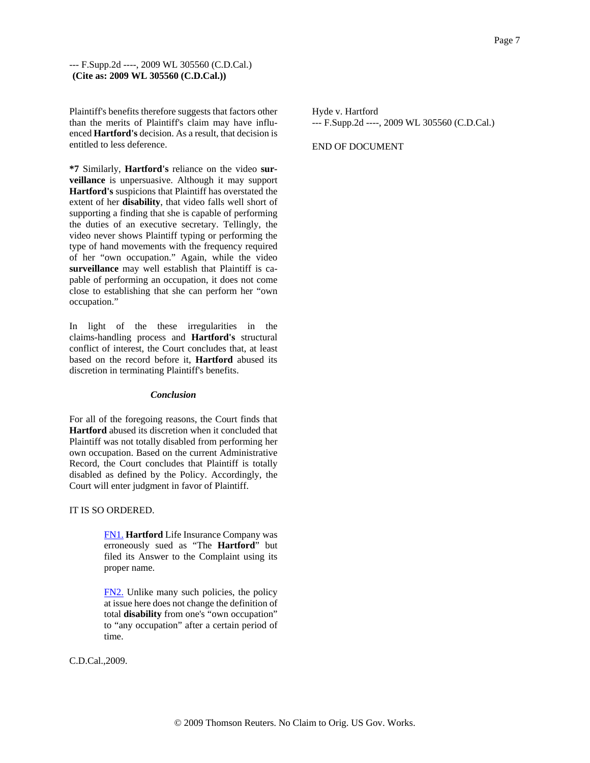Plaintiff's benefits therefore suggests that factors other than the merits of Plaintiff's claim may have influenced **Hartford's** decision. As a result, that decision is entitled to less deference.

**\*7** Similarly, **Hartford's** reliance on the video **surveillance** is unpersuasive. Although it may support **Hartford's** suspicions that Plaintiff has overstated the extent of her **disability**, that video falls well short of supporting a finding that she is capable of performing the duties of an executive secretary. Tellingly, the video never shows Plaintiff typing or performing the type of hand movements with the frequency required of her "own occupation." Again, while the video **surveillance** may well establish that Plaintiff is capable of performing an occupation, it does not come close to establishing that she can perform her "own occupation."

In light of the these irregularities in the claims-handling process and **Hartford's** structural conflict of interest, the Court concludes that, at least based on the record before it, **Hartford** abused its discretion in terminating Plaintiff's benefits.

### *Conclusion*

For all of the foregoing reasons, the Court finds that **Hartford** abused its discretion when it concluded that Plaintiff was not totally disabled from performing her own occupation. Based on the current Administrative Record, the Court concludes that Plaintiff is totally disabled as defined by the Policy. Accordingly, the Court will enter judgment in favor of Plaintiff.

IT IS SO ORDERED.

FN1. **Hartford** Life Insurance Company was erroneously sued as "The **Hartford**" but filed its Answer to the Complaint using its proper name.

FN2. Unlike many such policies, the policy at issue here does not change the definition of total **disability** from one's "own occupation" to "any occupation" after a certain period of time.

C.D.Cal.,2009.

Hyde v. Hartford
--- F.Supp.2d ----, 2009 WL 305560 (C.D.Cal.)

END OF DOCUMENT